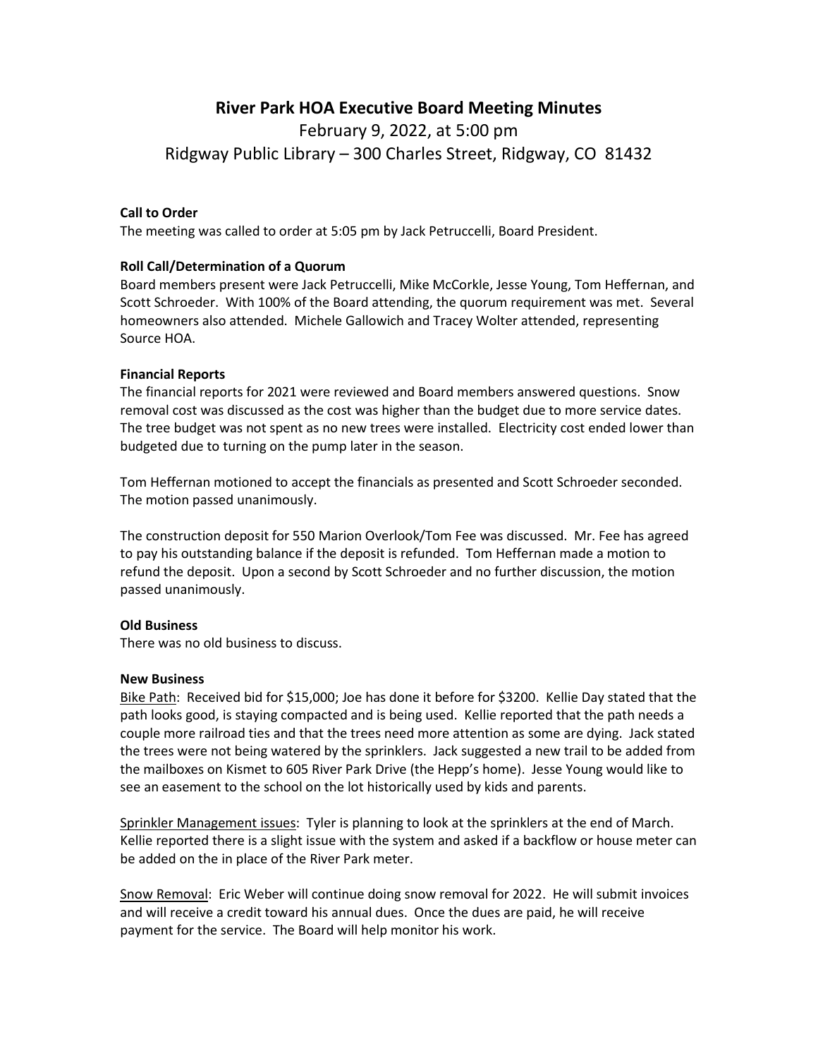# River Park HOA Executive Board Meeting Minutes

February 9, 2022, at 5:00 pm

Ridgway Public Library – 300 Charles Street, Ridgway, CO 81432

**Call to Order**

The meeting was called to order at 5:05 pm by Jack Petruccelli, Board President.

**Roll Call/Determination of a Quorum**

Board members present were Jack Petruccelli, Mike McCorkle, Jesse Young, Tom Heffernan, and Scott Schroeder. With 100% of the Board attending, the quorum requirement was met. Several homeowners also attended. Michele Gallowich and Tracey Wolter attended, representing Source HOA.

**Financial Reports**

The financial reports for 2021 were reviewed and Board members answered questions. Snow removal cost was discussed as the cost was higher than the budget due to more service dates. The tree budget was not spent as no new trees were installed. Electricity cost ended lower than budgeted due to turning on the pump later in the season.

Tom Heffernan motioned to accept the financials as presented and Scott Schroeder seconded. The motion passed unanimously.

The construction deposit for 550 Marion Overlook/Tom Fee was discussed. Mr. Fee has agreed to pay his outstanding balance if the deposit is refunded. Tom Heffernan made a motion to refund the deposit. Upon a second by Scott Schroeder and no further discussion, the motion passed unanimously.

**Old Business**

There was no old business to discuss.

**New Business**

Bike Path: Received bid for $15,000; Joe has done it before for $3200. Kellie Day stated that the path looks good, is staying compacted and is being used. Kellie reported that the path needs a couple more railroad ties and that the trees need more attention as some are dying. Jack stated the trees were not being watered by the sprinklers. Jack suggested a new trail to be added from the mailboxes on Kismet to 605 River Park Drive (the Hepp's home). Jesse Young would like to see an easement to the school on the lot historically used by kids and parents.

Sprinkler Management issues: Tyler is planning to look at the sprinklers at the end of March. Kellie reported there is a slight issue with the system and asked if a backflow or house meter can be added on the in place of the River Park meter.

Snow Removal: Eric Weber will continue doing snow removal for 2022. He will submit invoices and will receive a credit toward his annual dues. Once the dues are paid, he will receive payment for the service. The Board will help monitor his work.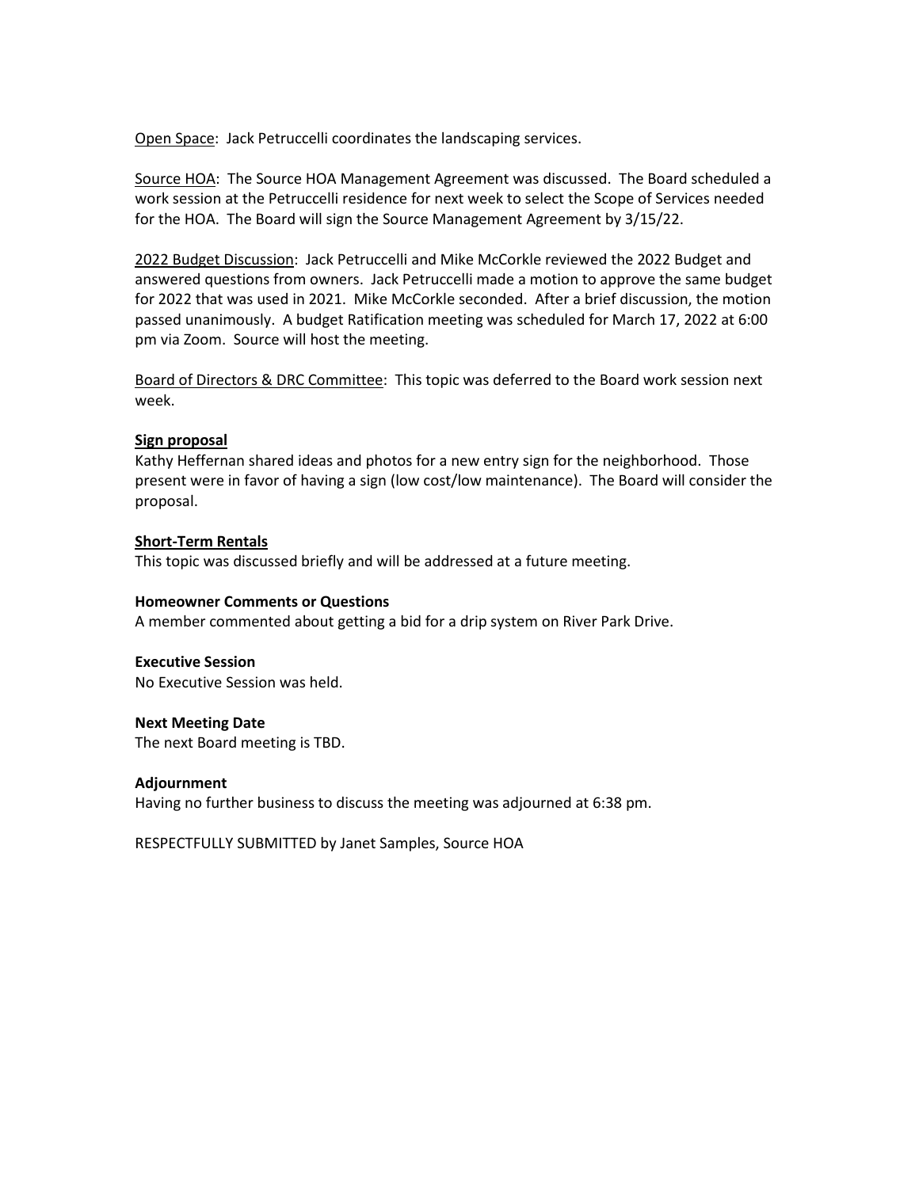Open Space: Jack Petruccelli coordinates the landscaping services.

Source HOA: The Source HOA Management Agreement was discussed. The Board scheduled a work session at the Petruccelli residence for next week to select the Scope of Services needed for the HOA. The Board will sign the Source Management Agreement by 3/15/22.

2022 Budget Discussion: Jack Petruccelli and Mike McCorkle reviewed the 2022 Budget and answered questions from owners. Jack Petruccelli made a motion to approve the same budget for 2022 that was used in 2021. Mike McCorkle seconded. After a brief discussion, the motion passed unanimously. A budget Ratification meeting was scheduled for March 17, 2022 at 6:00 pm via Zoom. Source will host the meeting.

Board of Directors & DRC Committee: This topic was deferred to the Board work session next week.

**Sign proposal**

Kathy Heffernan shared ideas and photos for a new entry sign for the neighborhood. Those present were in favor of having a sign (low cost/low maintenance). The Board will consider the proposal.

**Short-Term Rentals**

This topic was discussed briefly and will be addressed at a future meeting.

**Homeowner Comments or Questions**

A member commented about getting a bid for a drip system on River Park Drive.

**Executive Session**

No Executive Session was held.

**Next Meeting Date**

The next Board meeting is TBD.

**Adjournment**

Having no further business to discuss the meeting was adjourned at 6:38 pm.

RESPECTFULLY SUBMITTED by Janet Samples, Source HOA